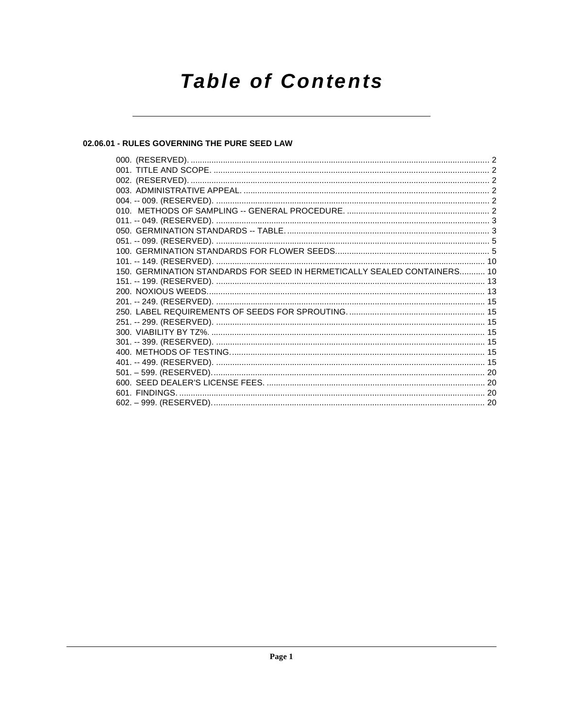# Table of Contents

**02.06.01 - RULES GOVERNING THE PURE SEED LAW**

000. (RESERVED). .......... 2
001. TITLE AND SCOPE. .......... 2
002. (RESERVED). .......... 2
003. ADMINISTRATIVE APPEAL. .......... 2
004. -- 009. (RESERVED). .......... 2
010. METHODS OF SAMPLING -- GENERAL PROCEDURE. .......... 2
011. -- 049. (RESERVED). .......... 3
050. GERMINATION STANDARDS -- TABLE. .......... 3
051. -- 099. (RESERVED). .......... 5
100. GERMINATION STANDARDS FOR FLOWER SEEDS. .......... 5
101. -- 149. (RESERVED). .......... 10
150. GERMINATION STANDARDS FOR SEED IN HERMETICALLY SEALED CONTAINERS. .......... 10
151. -- 199. (RESERVED). .......... 13
200. NOXIOUS WEEDS. .......... 13
201. -- 249. (RESERVED). .......... 15
250. LABEL REQUIREMENTS OF SEEDS FOR SPROUTING. .......... 15
251. -- 299. (RESERVED). .......... 15
300. VIABILITY BY TZ%. .......... 15
301. -- 399. (RESERVED). .......... 15
400. METHODS OF TESTING. .......... 15
401. -- 499. (RESERVED). .......... 15
501. – 599. (RESERVED). .......... 20
600. SEED DEALER'S LICENSE FEES. .......... 20
601. FINDINGS. .......... 20
602. – 999. (RESERVED). .......... 20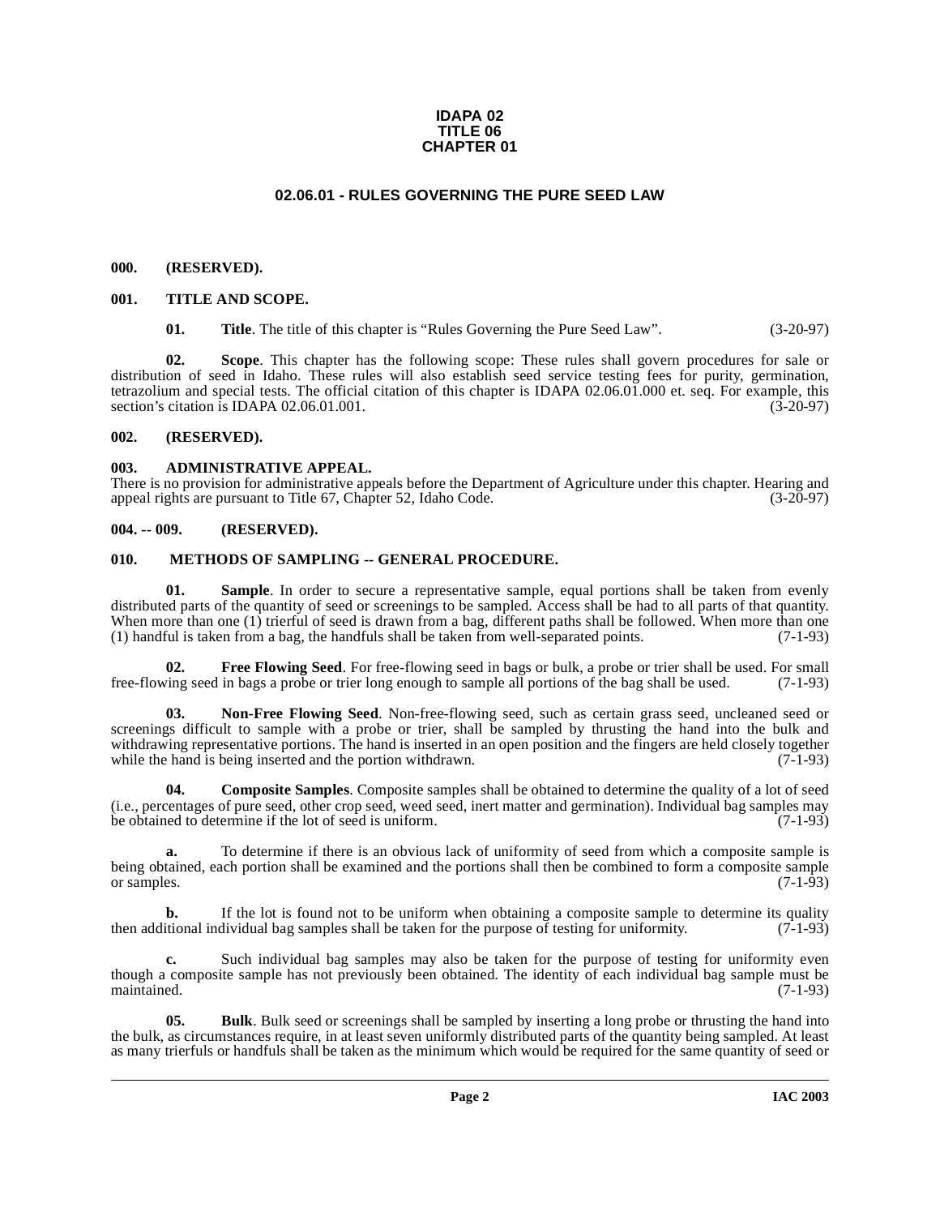**IDAPA 02**
**TITLE 06**
**CHAPTER 01**

# 02.06.01 - RULES GOVERNING THE PURE SEED LAW

## 000. (RESERVED).

## 001. TITLE AND SCOPE.

**01. Title**. The title of this chapter is "Rules Governing the Pure Seed Law". (3-20-97)

**02. Scope**. This chapter has the following scope: These rules shall govern procedures for sale or distribution of seed in Idaho. These rules will also establish seed service testing fees for purity, germination, tetrazolium and special tests. The official citation of this chapter is IDAPA 02.06.01.000 et. seq. For example, this section's citation is IDAPA 02.06.01.001. (3-20-97)

## 002. (RESERVED).

## 003. ADMINISTRATIVE APPEAL.

There is no provision for administrative appeals before the Department of Agriculture under this chapter. Hearing and appeal rights are pursuant to Title 67, Chapter 52, Idaho Code. (3-20-97)

## 004. -- 009. (RESERVED).

## 010. METHODS OF SAMPLING -- GENERAL PROCEDURE.

**01. Sample**. In order to secure a representative sample, equal portions shall be taken from evenly distributed parts of the quantity of seed or screenings to be sampled. Access shall be had to all parts of that quantity. When more than one (1) trierful of seed is drawn from a bag, different paths shall be followed. When more than one (1) handful is taken from a bag, the handfuls shall be taken from well-separated points. (7-1-93)

**02. Free Flowing Seed**. For free-flowing seed in bags or bulk, a probe or trier shall be used. For small free-flowing seed in bags a probe or trier long enough to sample all portions of the bag shall be used. (7-1-93)

**03. Non-Free Flowing Seed**. Non-free-flowing seed, such as certain grass seed, uncleaned seed or screenings difficult to sample with a probe or trier, shall be sampled by thrusting the hand into the bulk and withdrawing representative portions. The hand is inserted in an open position and the fingers are held closely together while the hand is being inserted and the portion withdrawn. (7-1-93)

**04. Composite Samples**. Composite samples shall be obtained to determine the quality of a lot of seed (i.e., percentages of pure seed, other crop seed, weed seed, inert matter and germination). Individual bag samples may be obtained to determine if the lot of seed is uniform. (7-1-93)

**a.** To determine if there is an obvious lack of uniformity of seed from which a composite sample is being obtained, each portion shall be examined and the portions shall then be combined to form a composite sample or samples. (7-1-93)

**b.** If the lot is found not to be uniform when obtaining a composite sample to determine its quality then additional individual bag samples shall be taken for the purpose of testing for uniformity. (7-1-93)

**c.** Such individual bag samples may also be taken for the purpose of testing for uniformity even though a composite sample has not previously been obtained. The identity of each individual bag sample must be maintained. (7-1-93)

**05. Bulk**. Bulk seed or screenings shall be sampled by inserting a long probe or thrusting the hand into the bulk, as circumstances require, in at least seven uniformly distributed parts of the quantity being sampled. At least as many trierfuls or handfuls shall be taken as the minimum which would be required for the same quantity of seed or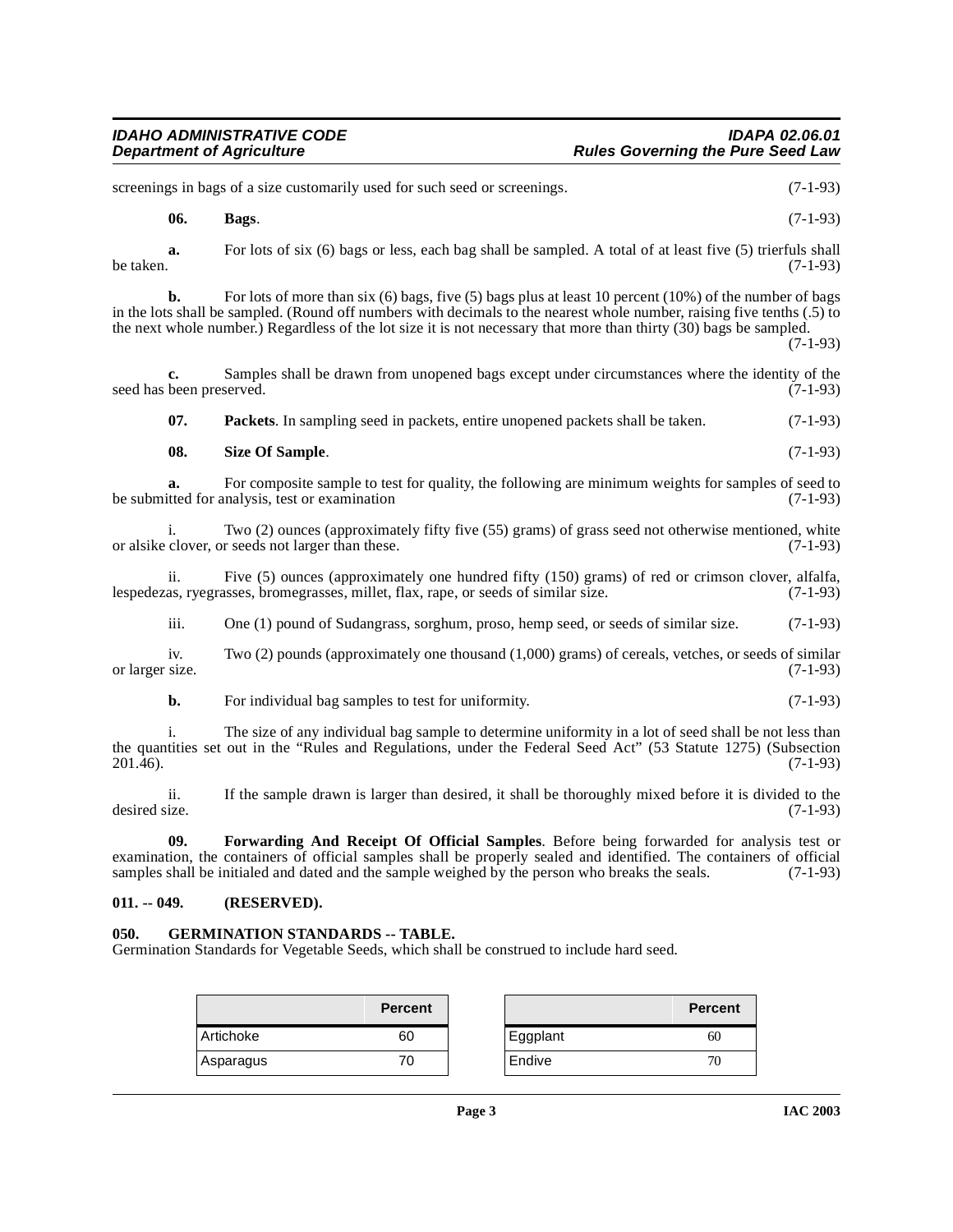screenings in bags of a size customarily used for such seed or screenings. (7-1-93)

**06. Bags**. (7-1-93)

**a.** For lots of six (6) bags or less, each bag shall be sampled. A total of at least five (5) trierfuls shall be taken. (7-1-93)

**b.** For lots of more than six (6) bags, five (5) bags plus at least 10 percent (10%) of the number of bags in the lots shall be sampled. (Round off numbers with decimals to the nearest whole number, raising five tenths (.5) to the next whole number.) Regardless of the lot size it is not necessary that more than thirty (30) bags be sampled. (7-1-93)

**c.** Samples shall be drawn from unopened bags except under circumstances where the identity of the seed has been preserved. (7-1-93)

**07. Packets**. In sampling seed in packets, entire unopened packets shall be taken. (7-1-93)

**08. Size Of Sample**. (7-1-93)

**a.** For composite sample to test for quality, the following are minimum weights for samples of seed to be submitted for analysis, test or examination (7-1-93)

i. Two (2) ounces (approximately fifty five (55) grams) of grass seed not otherwise mentioned, white or alsike clover, or seeds not larger than these. (7-1-93)

ii. Five (5) ounces (approximately one hundred fifty (150) grams) of red or crimson clover, alfalfa, lespedezas, ryegrasses, bromegrasses, millet, flax, rape, or seeds of similar size. (7-1-93)

iii. One (1) pound of Sudangrass, sorghum, proso, hemp seed, or seeds of similar size. (7-1-93)

iv. Two (2) pounds (approximately one thousand (1,000) grams) of cereals, vetches, or seeds of similar or larger size. (7-1-93)

**b.** For individual bag samples to test for uniformity. (7-1-93)

i. The size of any individual bag sample to determine uniformity in a lot of seed shall be not less than the quantities set out in the "Rules and Regulations, under the Federal Seed Act" (53 Statute 1275) (Subsection 201.46). (7-1-93)

ii. If the sample drawn is larger than desired, it shall be thoroughly mixed before it is divided to the desired size. (7-1-93)

**09. Forwarding And Receipt Of Official Samples**. Before being forwarded for analysis test or examination, the containers of official samples shall be properly sealed and identified. The containers of official samples shall be initialed and dated and the sample weighed by the person who breaks the seals. (7-1-93)

### 011. -- 049. (RESERVED).

### 050. GERMINATION STANDARDS -- TABLE.

Germination Standards for Vegetable Seeds, which shall be construed to include hard seed.

| | Percent |
|---|---|
| Artichoke | 60 |
| Asparagus | 70 |

| | Percent |
|---|---|
| Eggplant | 60 |
| Endive | 70 |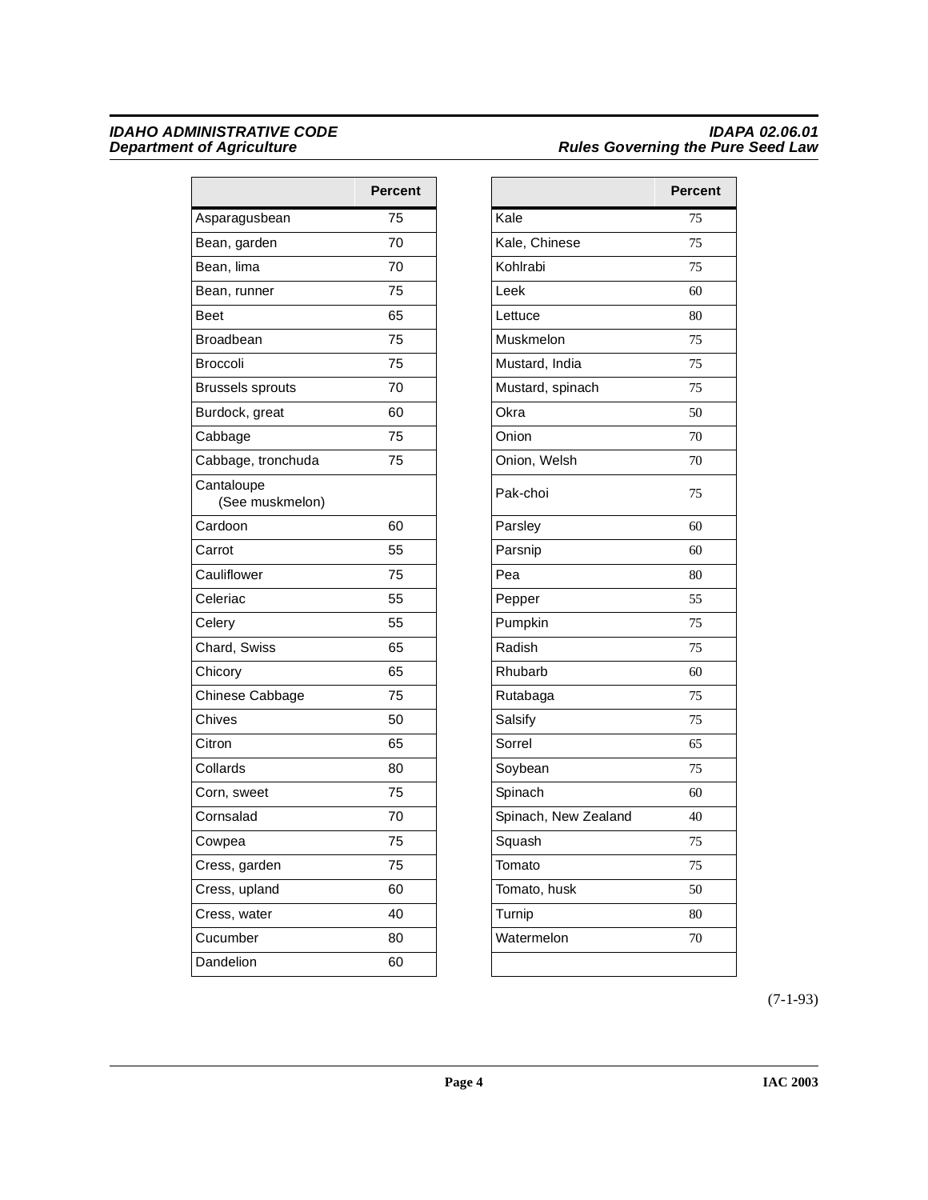| | Percent |
|---|---|
| Asparagusbean | 75 |
| Bean, garden | 70 |
| Bean, lima | 70 |
| Bean, runner | 75 |
| Beet | 65 |
| Broadbean | 75 |
| Broccoli | 75 |
| Brussels sprouts | 70 |
| Burdock, great | 60 |
| Cabbage | 75 |
| Cabbage, tronchuda | 75 |
| Cantaloupe (See muskmelon) | |
| Cardoon | 60 |
| Carrot | 55 |
| Cauliflower | 75 |
| Celeriac | 55 |
| Celery | 55 |
| Chard, Swiss | 65 |
| Chicory | 65 |
| Chinese Cabbage | 75 |
| Chives | 50 |
| Citron | 65 |
| Collards | 80 |
| Corn, sweet | 75 |
| Cornsalad | 70 |
| Cowpea | 75 |
| Cress, garden | 75 |
| Cress, upland | 60 |
| Cress, water | 40 |
| Cucumber | 80 |
| Dandelion | 60 |
| Kale | 75 |
| Kale, Chinese | 75 |
| Kohlrabi | 75 |
| Leek | 60 |
| Lettuce | 80 |
| Muskmelon | 75 |
| Mustard, India | 75 |
| Mustard, spinach | 75 |
| Okra | 50 |
| Onion | 70 |
| Onion, Welsh | 70 |
| Pak-choi | 75 |
| Parsley | 60 |
| Parsnip | 60 |
| Pea | 80 |
| Pepper | 55 |
| Pumpkin | 75 |
| Radish | 75 |
| Rhubarb | 60 |
| Rutabaga | 75 |
| Salsify | 75 |
| Sorrel | 65 |
| Soybean | 75 |
| Spinach | 60 |
| Spinach, New Zealand | 40 |
| Squash | 75 |
| Tomato | 75 |
| Tomato, husk | 50 |
| Turnip | 80 |
| Watermelon | 70 |

(7-1-93)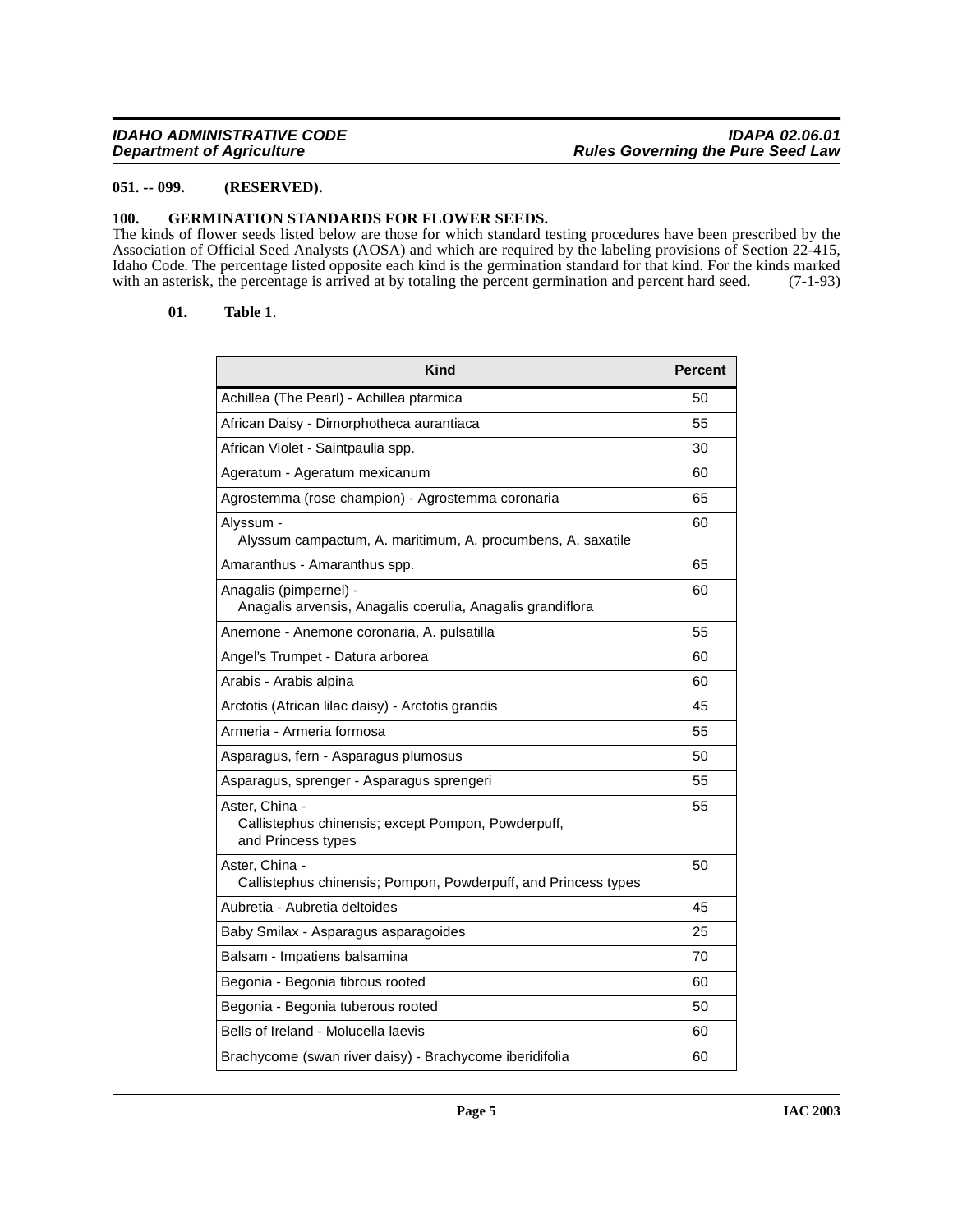## 051. -- 099. (RESERVED).

## 100. GERMINATION STANDARDS FOR FLOWER SEEDS.

The kinds of flower seeds listed below are those for which standard testing procedures have been prescribed by the Association of Official Seed Analysts (AOSA) and which are required by the labeling provisions of Section 22-415, Idaho Code. The percentage listed opposite each kind is the germination standard for that kind. For the kinds marked with an asterisk, the percentage is arrived at by totaling the percent germination and percent hard seed. (7-1-93)

**01. Table 1**.

| Kind | Percent |
|---|---|
| Achillea (The Pearl) - Achillea ptarmica | 50 |
| African Daisy - Dimorphotheca aurantiaca | 55 |
| African Violet - Saintpaulia spp. | 30 |
| Ageratum - Ageratum mexicanum | 60 |
| Agrostemma (rose champion) - Agrostemma coronaria | 65 |
| Alyssum - Alyssum campactum, A. maritimum, A. procumbens, A. saxatile | 60 |
| Amaranthus - Amaranthus spp. | 65 |
| Anagalis (pimpernel) - Anagalis arvensis, Anagalis coerulia, Anagalis grandiflora | 60 |
| Anemone - Anemone coronaria, A. pulsatilla | 55 |
| Angel's Trumpet - Datura arborea | 60 |
| Arabis - Arabis alpina | 60 |
| Arctotis (African lilac daisy) - Arctotis grandis | 45 |
| Armeria - Armeria formosa | 55 |
| Asparagus, fern - Asparagus plumosus | 50 |
| Asparagus, sprenger - Asparagus sprengeri | 55 |
| Aster, China - Callistephus chinensis; except Pompon, Powderpuff, and Princess types | 55 |
| Aster, China - Callistephus chinensis; Pompon, Powderpuff, and Princess types | 50 |
| Aubretia - Aubretia deltoides | 45 |
| Baby Smilax - Asparagus asparagoides | 25 |
| Balsam - Impatiens balsamina | 70 |
| Begonia - Begonia fibrous rooted | 60 |
| Begonia - Begonia tuberous rooted | 50 |
| Bells of Ireland - Molucella laevis | 60 |
| Brachycome (swan river daisy) - Brachycome iberidifolia | 60 |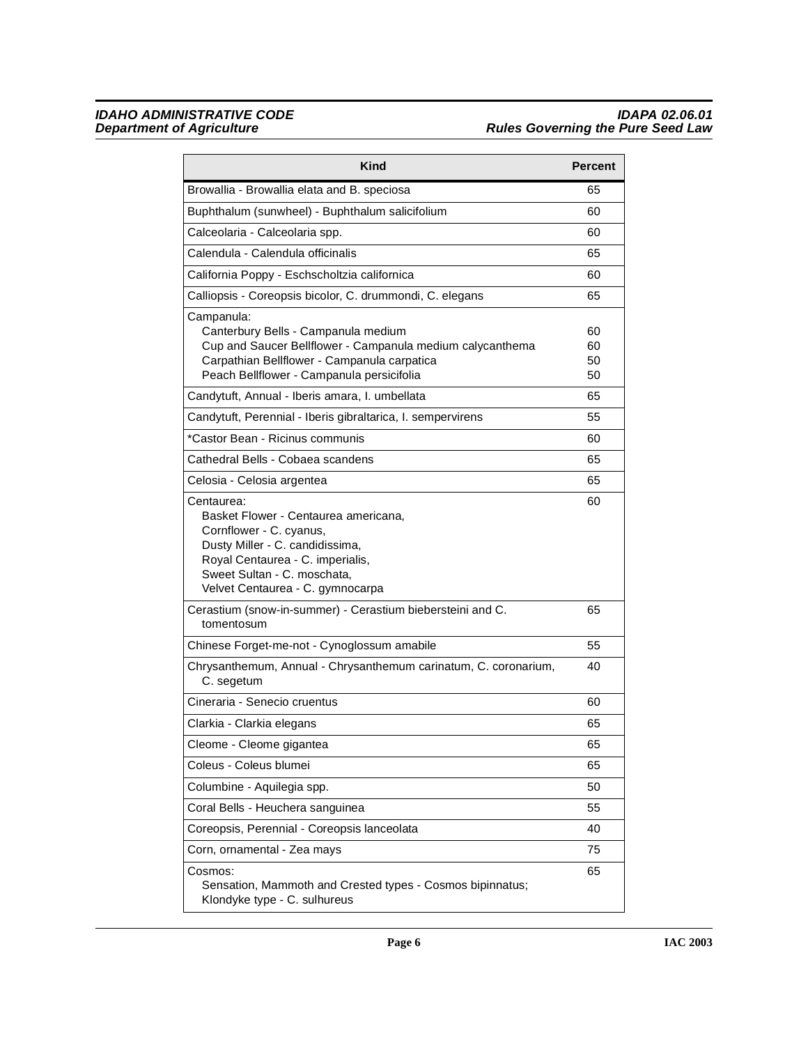| Kind | Percent |
|---|---|
| Browallia - Browallia elata and B. speciosa | 65 |
| Buphthalum (sunwheel) - Buphthalum salicifolium | 60 |
| Calceolaria - Calceolaria spp. | 60 |
| Calendula - Calendula officinalis | 65 |
| California Poppy - Eschscholtzia californica | 60 |
| Calliopsis - Coreopsis bicolor, C. drummondi, C. elegans | 65 |
| Campanula:<br>Canterbury Bells - Campanula medium<br>Cup and Saucer Bellflower - Campanula medium calycanthema<br>Carpathian Bellflower - Campanula carpatica<br>Peach Bellflower - Campanula persicifolia | <br>60<br>60<br>50<br>50 |
| Candytuft, Annual - Iberis amara, I. umbellata | 65 |
| Candytuft, Perennial - Iberis gibraltarica, I. sempervirens | 55 |
| *Castor Bean - Ricinus communis | 60 |
| Cathedral Bells - Cobaea scandens | 65 |
| Celosia - Celosia argentea | 65 |
| Centaurea:<br>Basket Flower - Centaurea americana,<br>Cornflower - C. cyanus,<br>Dusty Miller - C. candidissima,<br>Royal Centaurea - C. imperialis,<br>Sweet Sultan - C. moschata,<br>Velvet Centaurea - C. gymnocarpa | 60 |
| Cerastium (snow-in-summer) - Cerastium biebersteini and C. tomentosum | 65 |
| Chinese Forget-me-not - Cynoglossum amabile | 55 |
| Chrysanthemum, Annual - Chrysanthemum carinatum, C. coronarium, C. segetum | 40 |
| Cineraria - Senecio cruentus | 60 |
| Clarkia - Clarkia elegans | 65 |
| Cleome - Cleome gigantea | 65 |
| Coleus - Coleus blumei | 65 |
| Columbine - Aquilegia spp. | 50 |
| Coral Bells - Heuchera sanguinea | 55 |
| Coreopsis, Perennial - Coreopsis lanceolata | 40 |
| Corn, ornamental - Zea mays | 75 |
| Cosmos:<br>Sensation, Mammoth and Crested types - Cosmos bipinnatus;<br>Klondyke type - C. sulhureus | 65 |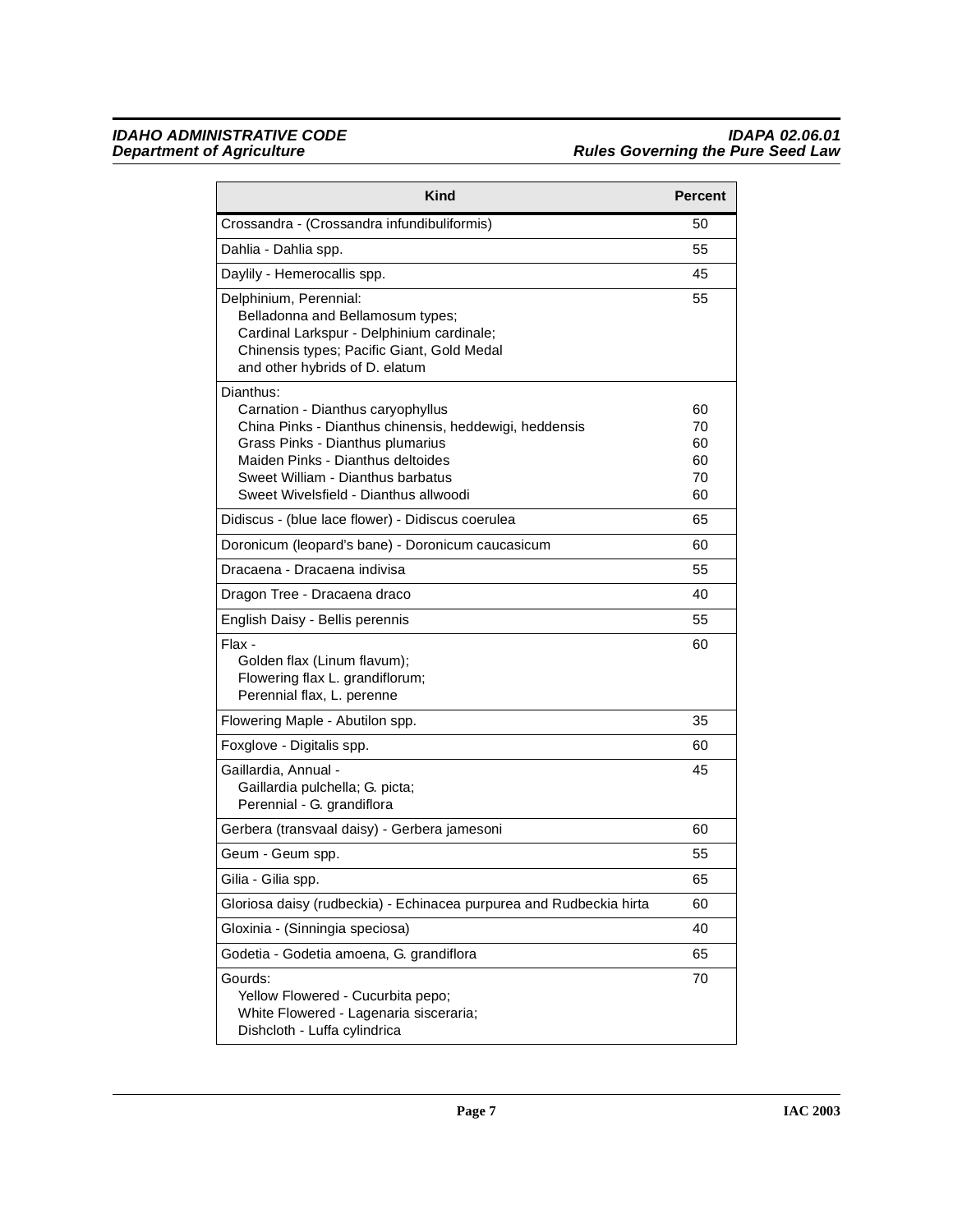| Kind | Percent |
| --- | --- |
| Crossandra - (Crossandra infundibuliformis) | 50 |
| Dahlia - Dahlia spp. | 55 |
| Daylily - Hemerocallis spp. | 45 |
| Delphinium, Perennial:<br>Belladonna and Bellamosum types;<br>Cardinal Larkspur - Delphinium cardinale;<br>Chinensis types; Pacific Giant, Gold Medal<br>and other hybrids of D. elatum | 55 |
| Dianthus:<br>Carnation - Dianthus caryophyllus<br>China Pinks - Dianthus chinensis, heddewigi, heddensis<br>Grass Pinks - Dianthus plumarius<br>Maiden Pinks - Dianthus deltoides<br>Sweet William - Dianthus barbatus<br>Sweet Wivelsfield - Dianthus allwoodi | <br>60<br>70<br>60<br>60<br>70<br>60 |
| Didiscus - (blue lace flower) - Didiscus coerulea | 65 |
| Doronicum (leopard's bane) - Doronicum caucasicum | 60 |
| Dracaena - Dracaena indivisa | 55 |
| Dragon Tree - Dracaena draco | 40 |
| English Daisy - Bellis perennis | 55 |
| Flax -<br>Golden flax (Linum flavum);<br>Flowering flax L. grandiflorum;<br>Perennial flax, L. perenne | 60 |
| Flowering Maple - Abutilon spp. | 35 |
| Foxglove - Digitalis spp. | 60 |
| Gaillardia, Annual -<br>Gaillardia pulchella; G. picta;<br>Perennial - G. grandiflora | 45 |
| Gerbera (transvaal daisy) - Gerbera jamesoni | 60 |
| Geum - Geum spp. | 55 |
| Gilia - Gilia spp. | 65 |
| Gloriosa daisy (rudbeckia) - Echinacea purpurea and Rudbeckia hirta | 60 |
| Gloxinia - (Sinningia speciosa) | 40 |
| Godetia - Godetia amoena, G. grandiflora | 65 |
| Gourds:<br>Yellow Flowered - Cucurbita pepo;<br>White Flowered - Lagenaria sisceraria;<br>Dishcloth - Luffa cylindrica | 70 |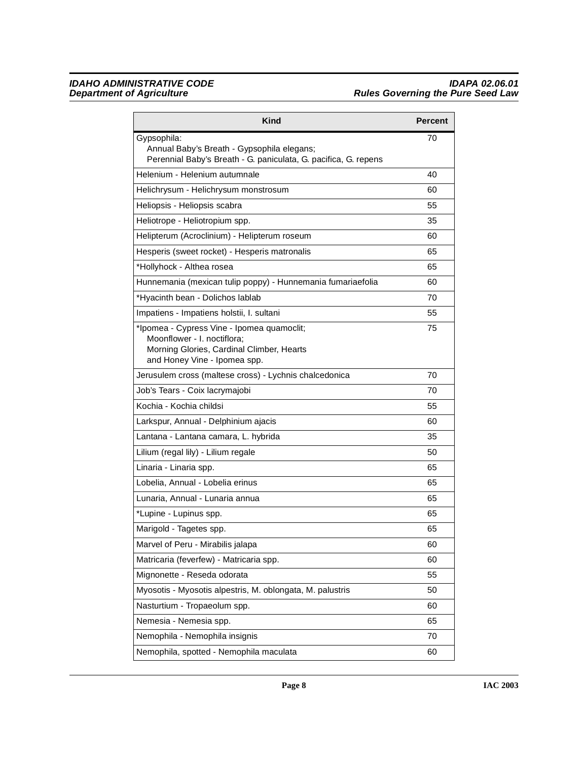| Kind | Percent |
|---|---|
| Gypsophila:<br>Annual Baby's Breath - Gypsophila elegans;<br>Perennial Baby's Breath - G. paniculata, G. pacifica, G. repens | 70 |
| Helenium - Helenium autumnale | 40 |
| Helichrysum - Helichrysum monstrosum | 60 |
| Heliopsis - Heliopsis scabra | 55 |
| Heliotrope - Heliotropium spp. | 35 |
| Helipterum (Acroclinium) - Helipterum roseum | 60 |
| Hesperis (sweet rocket) - Hesperis matronalis | 65 |
| *Hollyhock - Althea rosea | 65 |
| Hunnemania (mexican tulip poppy) - Hunnemania fumariaefolia | 60 |
| *Hyacinth bean - Dolichos lablab | 70 |
| Impatiens - Impatiens holstii, I. sultani | 55 |
| *Ipomea - Cypress Vine - Ipomea quamoclit;<br>Moonflower - I. noctiflora;<br>Morning Glories, Cardinal Climber, Hearts<br>and Honey Vine - Ipomea spp. | 75 |
| Jerusulem cross (maltese cross) - Lychnis chalcedonica | 70 |
| Job's Tears - Coix lacrymajobi | 70 |
| Kochia - Kochia childsi | 55 |
| Larkspur, Annual - Delphinium ajacis | 60 |
| Lantana - Lantana camara, L. hybrida | 35 |
| Lilium (regal lily) - Lilium regale | 50 |
| Linaria - Linaria spp. | 65 |
| Lobelia, Annual - Lobelia erinus | 65 |
| Lunaria, Annual - Lunaria annua | 65 |
| *Lupine - Lupinus spp. | 65 |
| Marigold - Tagetes spp. | 65 |
| Marvel of Peru - Mirabilis jalapa | 60 |
| Matricaria (feverfew) - Matricaria spp. | 60 |
| Mignonette - Reseda odorata | 55 |
| Myosotis - Myosotis alpestris, M. oblongata, M. palustris | 50 |
| Nasturtium - Tropaeolum spp. | 60 |
| Nemesia - Nemesia spp. | 65 |
| Nemophila - Nemophila insignis | 70 |
| Nemophila, spotted - Nemophila maculata | 60 |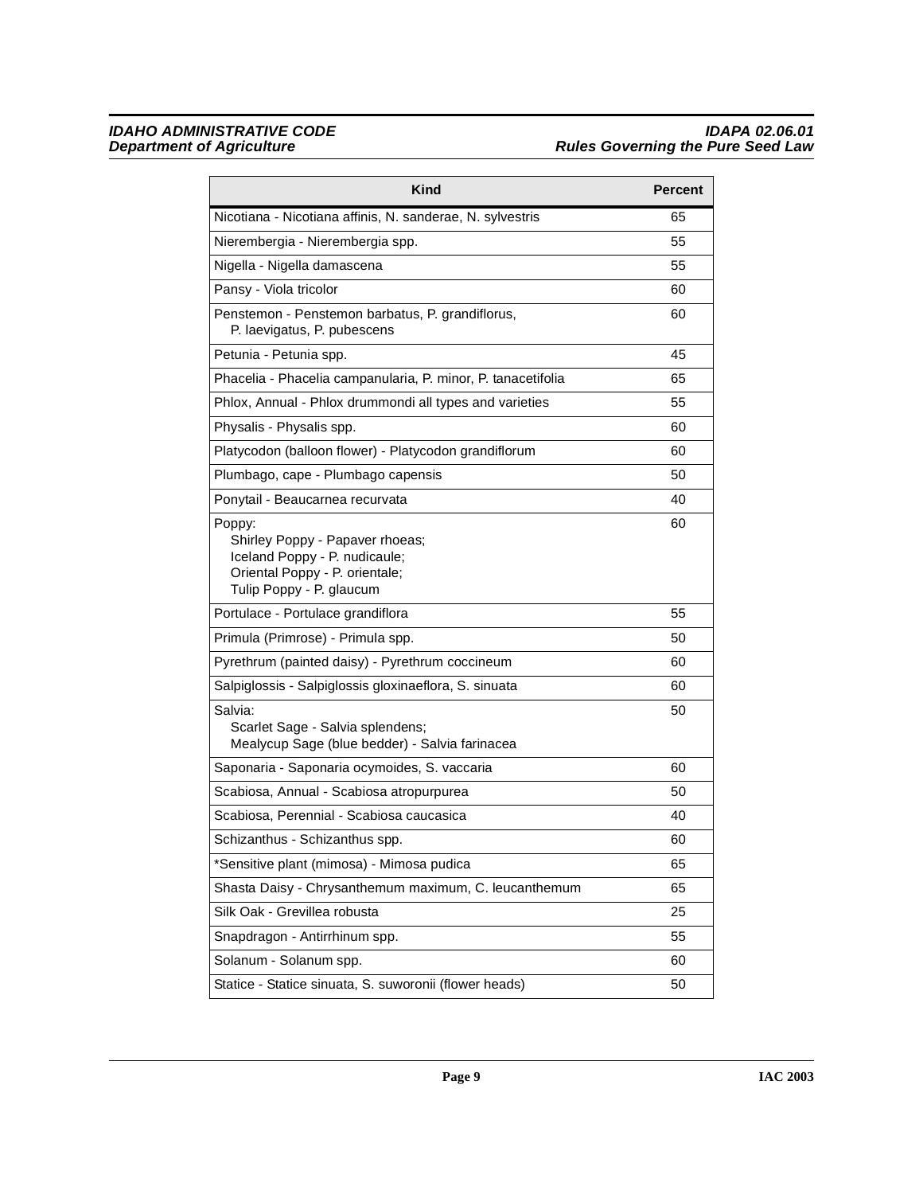| Kind | Percent |
|---|---|
| Nicotiana - Nicotiana affinis, N. sanderae, N. sylvestris | 65 |
| Nierembergia - Nierembergia spp. | 55 |
| Nigella - Nigella damascena | 55 |
| Pansy - Viola tricolor | 60 |
| Penstemon - Penstemon barbatus, P. grandiflorus, P. laevigatus, P. pubescens | 60 |
| Petunia - Petunia spp. | 45 |
| Phacelia - Phacelia campanularia, P. minor, P. tanacetifolia | 65 |
| Phlox, Annual - Phlox drummondi all types and varieties | 55 |
| Physalis - Physalis spp. | 60 |
| Platycodon (balloon flower) - Platycodon grandiflorum | 60 |
| Plumbago, cape - Plumbago capensis | 50 |
| Ponytail - Beaucarnea recurvata | 40 |
| Poppy: Shirley Poppy - Papaver rhoeas; Iceland Poppy - P. nudicaule; Oriental Poppy - P. orientale; Tulip Poppy - P. glaucum | 60 |
| Portulace - Portulace grandiflora | 55 |
| Primula (Primrose) - Primula spp. | 50 |
| Pyrethrum (painted daisy) - Pyrethrum coccineum | 60 |
| Salpiglossis - Salpiglossis gloxinaeflora, S. sinuata | 60 |
| Salvia: Scarlet Sage - Salvia splendens; Mealycup Sage (blue bedder) - Salvia farinacea | 50 |
| Saponaria - Saponaria ocymoides, S. vaccaria | 60 |
| Scabiosa, Annual - Scabiosa atropurpurea | 50 |
| Scabiosa, Perennial - Scabiosa caucasica | 40 |
| Schizanthus - Schizanthus spp. | 60 |
| *Sensitive plant (mimosa) - Mimosa pudica | 65 |
| Shasta Daisy - Chrysanthemum maximum, C. leucanthemum | 65 |
| Silk Oak - Grevillea robusta | 25 |
| Snapdragon - Antirrhinum spp. | 55 |
| Solanum - Solanum spp. | 60 |
| Statice - Statice sinuata, S. suworonii (flower heads) | 50 |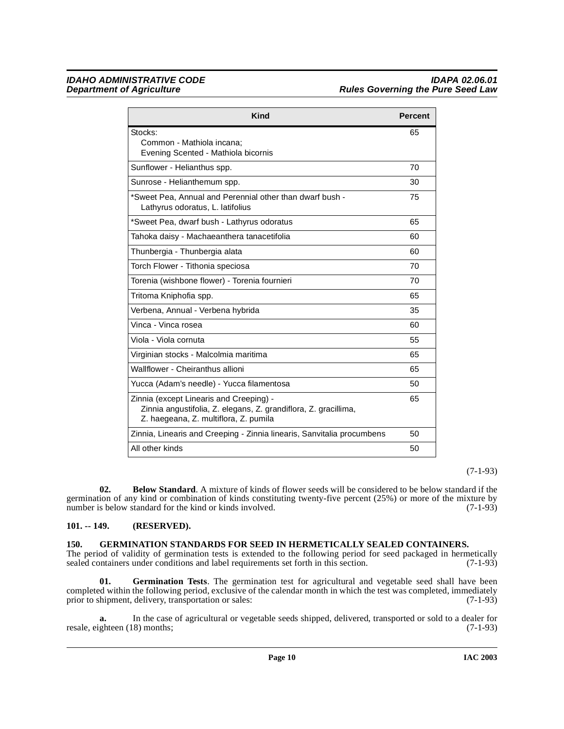| Kind | Percent |
|---|---|
| Stocks: Common - Mathiola incana; Evening Scented - Mathiola bicornis | 65 |
| Sunflower - Helianthus spp. | 70 |
| Sunrose - Helianthemum spp. | 30 |
| *Sweet Pea, Annual and Perennial other than dwarf bush - Lathyrus odoratus, L. latifolius | 75 |
| *Sweet Pea, dwarf bush - Lathyrus odoratus | 65 |
| Tahoka daisy - Machaeanthera tanacetifolia | 60 |
| Thunbergia - Thunbergia alata | 60 |
| Torch Flower - Tithonia speciosa | 70 |
| Torenia (wishbone flower) - Torenia fournieri | 70 |
| Tritoma Kniphofia spp. | 65 |
| Verbena, Annual - Verbena hybrida | 35 |
| Vinca - Vinca rosea | 60 |
| Viola - Viola cornuta | 55 |
| Virginian stocks - Malcolmia maritima | 65 |
| Wallflower - Cheiranthus allioni | 65 |
| Yucca (Adam's needle) - Yucca filamentosa | 50 |
| Zinnia (except Linearis and Creeping) - Zinnia angustifolia, Z. elegans, Z. grandiflora, Z. gracillima, Z. haegeana, Z. multiflora, Z. pumila | 65 |
| Zinnia, Linearis and Creeping - Zinnia linearis, Sanvitalia procumbens | 50 |
| All other kinds | 50 |

(7-1-93)

**02. Below Standard**. A mixture of kinds of flower seeds will be considered to be below standard if the germination of any kind or combination of kinds constituting twenty-five percent (25%) or more of the mixture by number is below standard for the kind or kinds involved. (7-1-93)

## 101. -- 149. (RESERVED).

## 150. GERMINATION STANDARDS FOR SEED IN HERMETICALLY SEALED CONTAINERS.

The period of validity of germination tests is extended to the following period for seed packaged in hermetically sealed containers under conditions and label requirements set forth in this section. (7-1-93)

**01. Germination Tests**. The germination test for agricultural and vegetable seed shall have been completed within the following period, exclusive of the calendar month in which the test was completed, immediately prior to shipment, delivery, transportation or sales: (7-1-93)

**a.** In the case of agricultural or vegetable seeds shipped, delivered, transported or sold to a dealer for resale, eighteen (18) months; (7-1-93)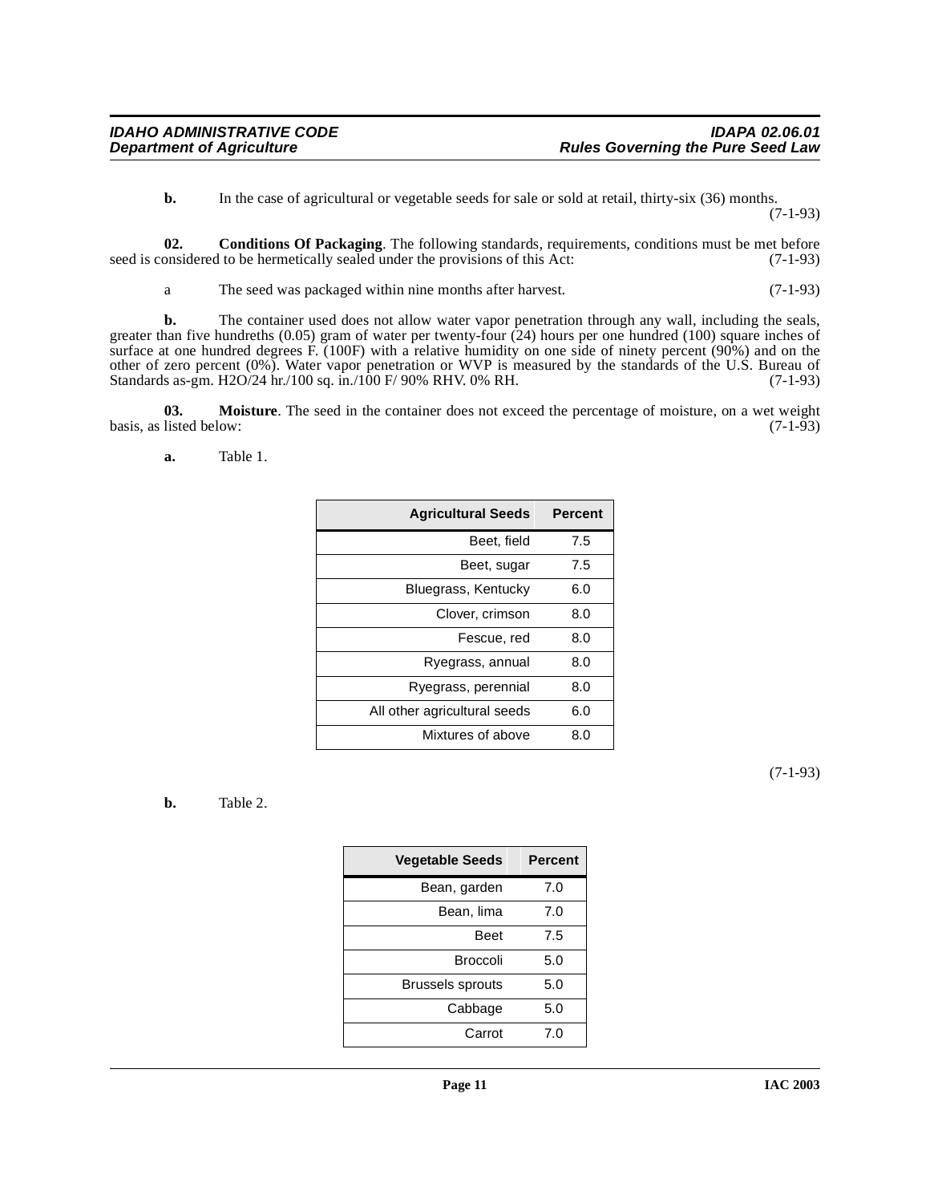**b.** In the case of agricultural or vegetable seeds for sale or sold at retail, thirty-six (36) months. (7-1-93)

**02. Conditions Of Packaging**. The following standards, requirements, conditions must be met before seed is considered to be hermetically sealed under the provisions of this Act: (7-1-93)

a The seed was packaged within nine months after harvest. (7-1-93)

**b.** The container used does not allow water vapor penetration through any wall, including the seals, greater than five hundreths (0.05) gram of water per twenty-four (24) hours per one hundred (100) square inches of surface at one hundred degrees F. (100F) with a relative humidity on one side of ninety percent (90%) and on the other of zero percent (0%). Water vapor penetration or WVP is measured by the standards of the U.S. Bureau of Standards as-gm. H2O/24 hr./100 sq. in./100 F/ 90% RHV. 0% RH. (7-1-93)

**03. Moisture**. The seed in the container does not exceed the percentage of moisture, on a wet weight basis, as listed below: (7-1-93)

**a.** Table 1.

| Agricultural Seeds | Percent |
|---|---|
| Beet, field | 7.5 |
| Beet, sugar | 7.5 |
| Bluegrass, Kentucky | 6.0 |
| Clover, crimson | 8.0 |
| Fescue, red | 8.0 |
| Ryegrass, annual | 8.0 |
| Ryegrass, perennial | 8.0 |
| All other agricultural seeds | 6.0 |
| Mixtures of above | 8.0 |

(7-1-93)

**b.** Table 2.

| Vegetable Seeds | Percent |
|---|---|
| Bean, garden | 7.0 |
| Bean, lima | 7.0 |
| Beet | 7.5 |
| Broccoli | 5.0 |
| Brussels sprouts | 5.0 |
| Cabbage | 5.0 |
| Carrot | 7.0 |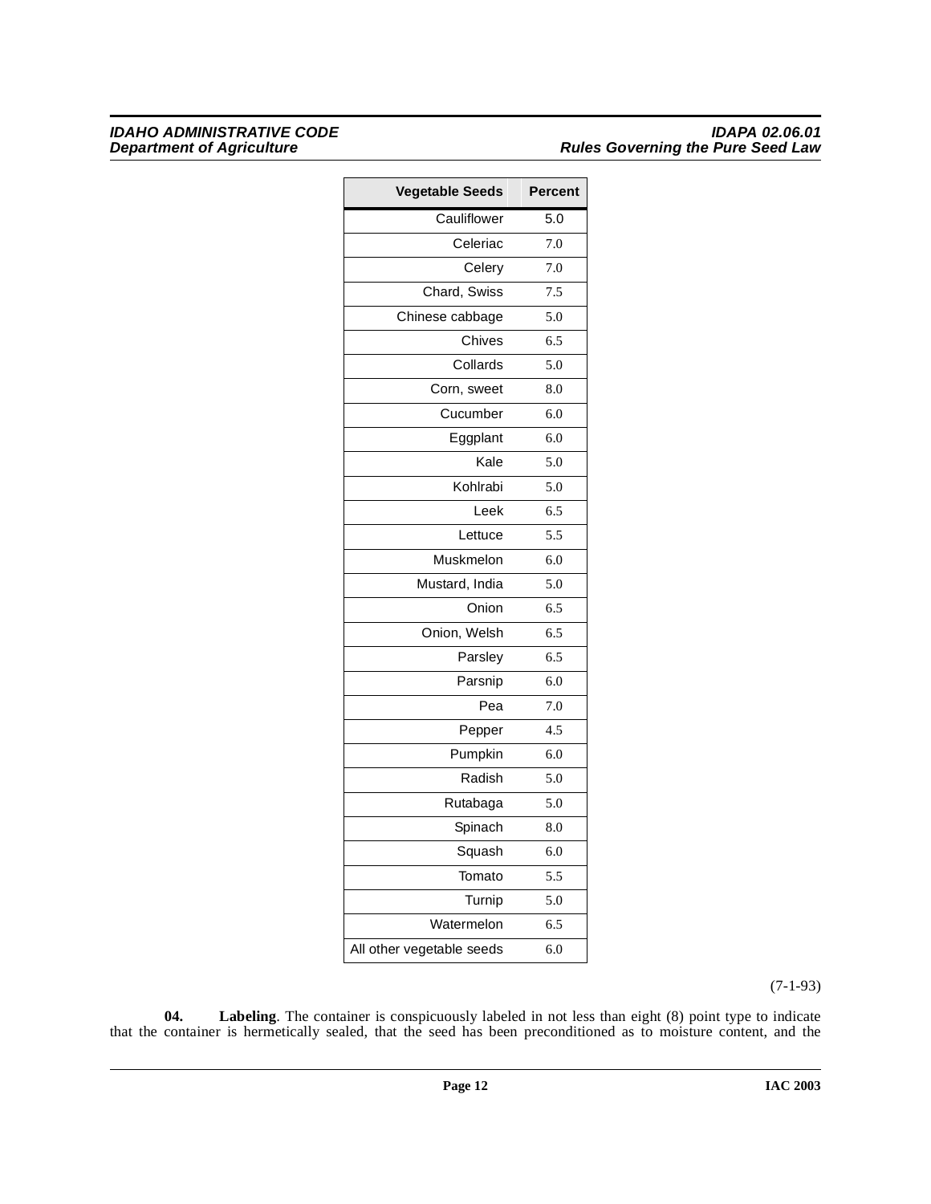| Vegetable Seeds | Percent |
|---|---|
| Cauliflower | 5.0 |
| Celeriac | 7.0 |
| Celery | 7.0 |
| Chard, Swiss | 7.5 |
| Chinese cabbage | 5.0 |
| Chives | 6.5 |
| Collards | 5.0 |
| Corn, sweet | 8.0 |
| Cucumber | 6.0 |
| Eggplant | 6.0 |
| Kale | 5.0 |
| Kohlrabi | 5.0 |
| Leek | 6.5 |
| Lettuce | 5.5 |
| Muskmelon | 6.0 |
| Mustard, India | 5.0 |
| Onion | 6.5 |
| Onion, Welsh | 6.5 |
| Parsley | 6.5 |
| Parsnip | 6.0 |
| Pea | 7.0 |
| Pepper | 4.5 |
| Pumpkin | 6.0 |
| Radish | 5.0 |
| Rutabaga | 5.0 |
| Spinach | 8.0 |
| Squash | 6.0 |
| Tomato | 5.5 |
| Turnip | 5.0 |
| Watermelon | 6.5 |
| All other vegetable seeds | 6.0 |

(7-1-93)

**04. Labeling**. The container is conspicuously labeled in not less than eight (8) point type to indicate that the container is hermetically sealed, that the seed has been preconditioned as to moisture content, and the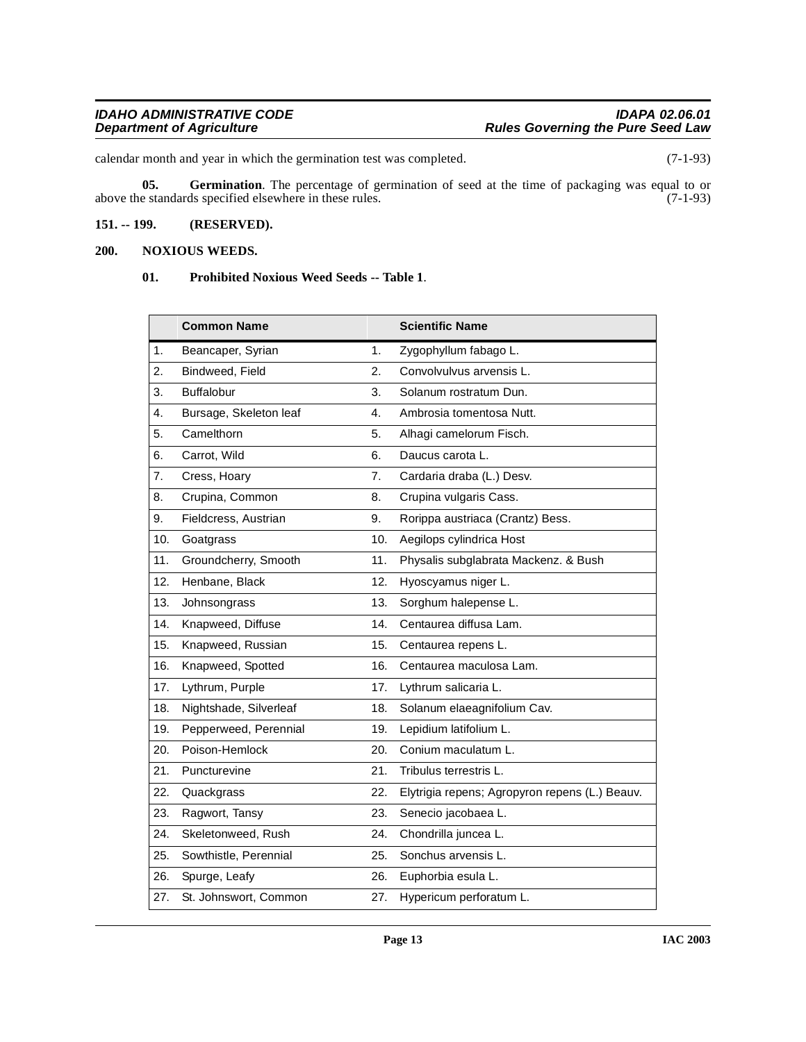calendar month and year in which the germination test was completed. (7-1-93)

**05. Germination**. The percentage of germination of seed at the time of packaging was equal to or above the standards specified elsewhere in these rules. (7-1-93)

**151. -- 199. (RESERVED).**

**200. NOXIOUS WEEDS.**

**01. Prohibited Noxious Weed Seeds -- Table 1**.

| | Common Name | | Scientific Name |
|---|---|---|---|
| 1. | Beancaper, Syrian | 1. | Zygophyllum fabago L. |
| 2. | Bindweed, Field | 2. | Convolvulvus arvensis L. |
| 3. | Buffalobur | 3. | Solanum rostratum Dun. |
| 4. | Bursage, Skeleton leaf | 4. | Ambrosia tomentosa Nutt. |
| 5. | Camelthorn | 5. | Alhagi camelorum Fisch. |
| 6. | Carrot, Wild | 6. | Daucus carota L. |
| 7. | Cress, Hoary | 7. | Cardaria draba (L.) Desv. |
| 8. | Crupina, Common | 8. | Crupina vulgaris Cass. |
| 9. | Fieldcress, Austrian | 9. | Rorippa austriaca (Crantz) Bess. |
| 10. | Goatgrass | 10. | Aegilops cylindrica Host |
| 11. | Groundcherry, Smooth | 11. | Physalis subglabrata Mackenz. & Bush |
| 12. | Henbane, Black | 12. | Hyoscyamus niger L. |
| 13. | Johnsongrass | 13. | Sorghum halepense L. |
| 14. | Knapweed, Diffuse | 14. | Centaurea diffusa Lam. |
| 15. | Knapweed, Russian | 15. | Centaurea repens L. |
| 16. | Knapweed, Spotted | 16. | Centaurea maculosa Lam. |
| 17. | Lythrum, Purple | 17. | Lythrum salicaria L. |
| 18. | Nightshade, Silverleaf | 18. | Solanum elaeagnifolium Cav. |
| 19. | Pepperweed, Perennial | 19. | Lepidium latifolium L. |
| 20. | Poison-Hemlock | 20. | Conium maculatum L. |
| 21. | Puncturevine | 21. | Tribulus terrestris L. |
| 22. | Quackgrass | 22. | Elytrigia repens; Agropyron repens (L.) Beauv. |
| 23. | Ragwort, Tansy | 23. | Senecio jacobaea L. |
| 24. | Skeletonweed, Rush | 24. | Chondrilla juncea L. |
| 25. | Sowthistle, Perennial | 25. | Sonchus arvensis L. |
| 26. | Spurge, Leafy | 26. | Euphorbia esula L. |
| 27. | St. Johnswort, Common | 27. | Hypericum perforatum L. |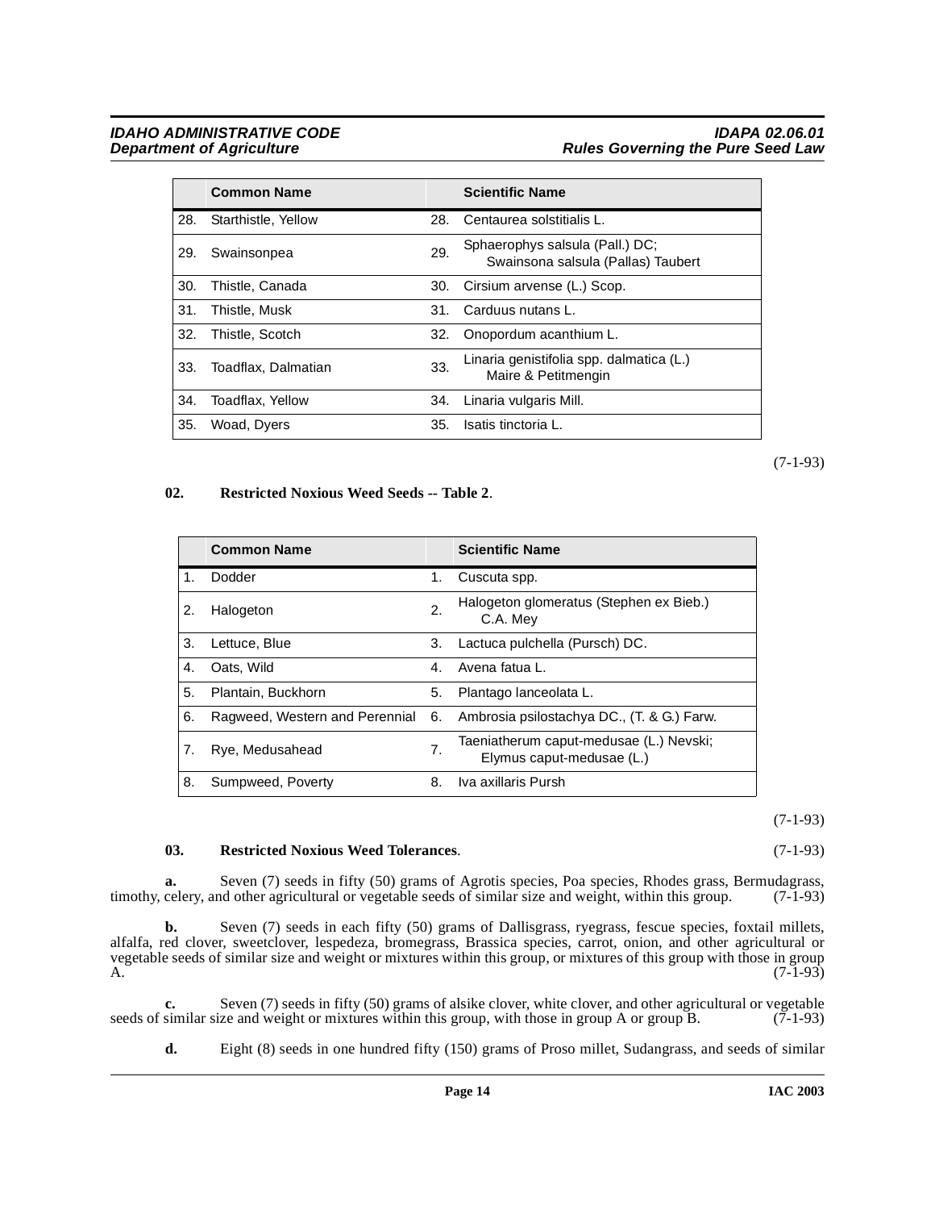| | Common Name | | Scientific Name |
|---|---|---|---|
| 28. | Starthistle, Yellow | 28. | Centaurea solstitialis L. |
| 29. | Swainsonpea | 29. | Sphaerophys salsula (Pall.) DC; Swainsona salsula (Pallas) Taubert |
| 30. | Thistle, Canada | 30. | Cirsium arvense (L.) Scop. |
| 31. | Thistle, Musk | 31. | Carduus nutans L. |
| 32. | Thistle, Scotch | 32. | Onopordum acanthium L. |
| 33. | Toadflax, Dalmatian | 33. | Linaria genistifolia spp. dalmatica (L.) Maire & Petitmengin |
| 34. | Toadflax, Yellow | 34. | Linaria vulgaris Mill. |
| 35. | Woad, Dyers | 35. | Isatis tinctoria L. |

(7-1-93)

**02. Restricted Noxious Weed Seeds -- Table 2**.

| | Common Name | | Scientific Name |
|---|---|---|---|
| 1. | Dodder | 1. | Cuscuta spp. |
| 2. | Halogeton | 2. | Halogeton glomeratus (Stephen ex Bieb.) C.A. Mey |
| 3. | Lettuce, Blue | 3. | Lactuca pulchella (Pursch) DC. |
| 4. | Oats, Wild | 4. | Avena fatua L. |
| 5. | Plantain, Buckhorn | 5. | Plantago lanceolata L. |
| 6. | Ragweed, Western and Perennial | 6. | Ambrosia psilostachya DC., (T. & G.) Farw. |
| 7. | Rye, Medusahead | 7. | Taeniatherum caput-medusae (L.) Nevski; Elymus caput-medusae (L.) |
| 8. | Sumpweed, Poverty | 8. | Iva axillaris Pursh |

(7-1-93)

**03. Restricted Noxious Weed Tolerances**. (7-1-93)

**a.** Seven (7) seeds in fifty (50) grams of Agrotis species, Poa species, Rhodes grass, Bermudagrass, timothy, celery, and other agricultural or vegetable seeds of similar size and weight, within this group. (7-1-93)

**b.** Seven (7) seeds in each fifty (50) grams of Dallisgrass, ryegrass, fescue species, foxtail millets, alfalfa, red clover, sweetclover, lespedeza, bromegrass, Brassica species, carrot, onion, and other agricultural or vegetable seeds of similar size and weight or mixtures within this group, or mixtures of this group with those in group A. (7-1-93)

**c.** Seven (7) seeds in fifty (50) grams of alsike clover, white clover, and other agricultural or vegetable seeds of similar size and weight or mixtures within this group, with those in group A or group B. (7-1-93)

**d.** Eight (8) seeds in one hundred fifty (150) grams of Proso millet, Sudangrass, and seeds of similar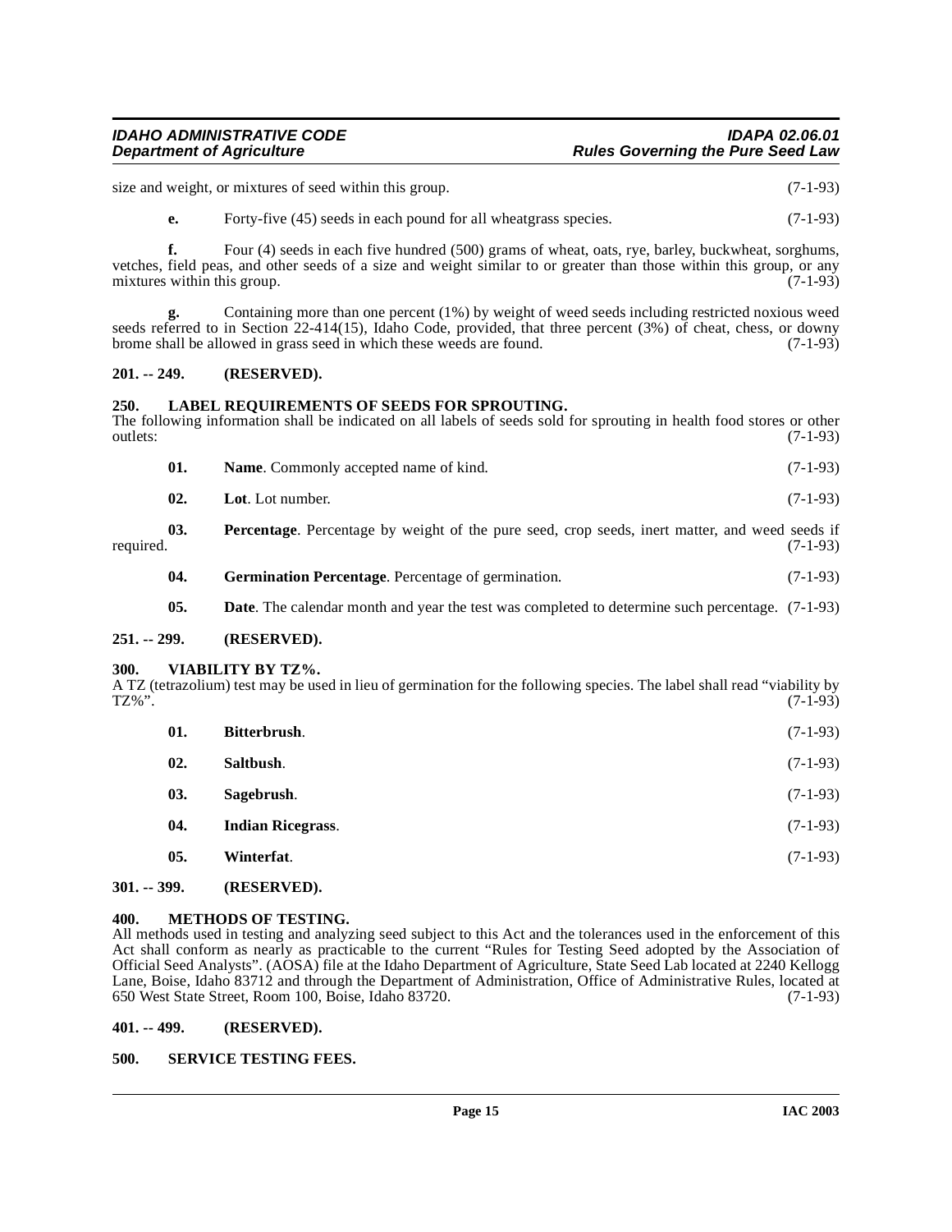size and weight, or mixtures of seed within this group. (7-1-93)

**e.** Forty-five (45) seeds in each pound for all wheatgrass species. (7-1-93)

**f.** Four (4) seeds in each five hundred (500) grams of wheat, oats, rye, barley, buckwheat, sorghums, vetches, field peas, and other seeds of a size and weight similar to or greater than those within this group, or any mixtures within this group. (7-1-93)

**g.** Containing more than one percent (1%) by weight of weed seeds including restricted noxious weed seeds referred to in Section 22-414(15), Idaho Code, provided, that three percent (3%) of cheat, chess, or downy brome shall be allowed in grass seed in which these weeds are found. (7-1-93)

## 201. -- 249. (RESERVED).

## 250. LABEL REQUIREMENTS OF SEEDS FOR SPROUTING.

The following information shall be indicated on all labels of seeds sold for sprouting in health food stores or other outlets: (7-1-93)

**01. Name**. Commonly accepted name of kind. (7-1-93)

**02. Lot**. Lot number. (7-1-93)

**03. Percentage**. Percentage by weight of the pure seed, crop seeds, inert matter, and weed seeds if required. (7-1-93)

**04. Germination Percentage**. Percentage of germination. (7-1-93)

**05. Date**. The calendar month and year the test was completed to determine such percentage. (7-1-93)

## 251. -- 299. (RESERVED).

## 300. VIABILITY BY TZ%.

A TZ (tetrazolium) test may be used in lieu of germination for the following species. The label shall read "viability by TZ%". (7-1-93)

**01. Bitterbrush**. (7-1-93)

**02. Saltbush**. (7-1-93)

**03. Sagebrush**. (7-1-93)

**04. Indian Ricegrass**. (7-1-93)

**05. Winterfat**. (7-1-93)

## 301. -- 399. (RESERVED).

## 400. METHODS OF TESTING.

All methods used in testing and analyzing seed subject to this Act and the tolerances used in the enforcement of this Act shall conform as nearly as practicable to the current "Rules for Testing Seed adopted by the Association of Official Seed Analysts". (AOSA) file at the Idaho Department of Agriculture, State Seed Lab located at 2240 Kellogg Lane, Boise, Idaho 83712 and through the Department of Administration, Office of Administrative Rules, located at 650 West State Street, Room 100, Boise, Idaho 83720. (7-1-93)

## 401. -- 499. (RESERVED).

## 500. SERVICE TESTING FEES.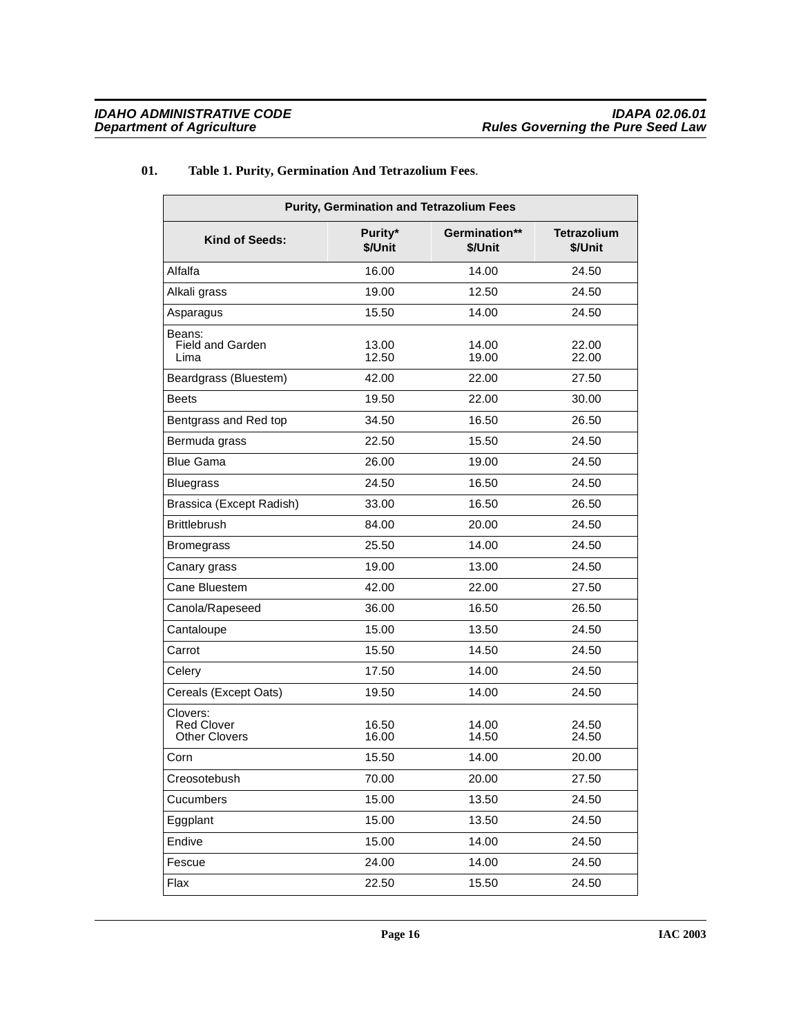**01. Table 1. Purity, Germination And Tetrazolium Fees.**

| Purity, Germination and Tetrazolium Fees | | | |
|---|---|---|---|
| **Kind of Seeds:** | **Purity* $/Unit** | **Germination** $/Unit** | **Tetrazolium $/Unit** |
| Alfalfa | 16.00 | 14.00 | 24.50 |
| Alkali grass | 19.00 | 12.50 | 24.50 |
| Asparagus | 15.50 | 14.00 | 24.50 |
| Beans: | | | |
| Field and Garden | 13.00 | 14.00 | 22.00 |
| Lima | 12.50 | 19.00 | 22.00 |
| Beardgrass (Bluestem) | 42.00 | 22.00 | 27.50 |
| Beets | 19.50 | 22.00 | 30.00 |
| Bentgrass and Red top | 34.50 | 16.50 | 26.50 |
| Bermuda grass | 22.50 | 15.50 | 24.50 |
| Blue Gama | 26.00 | 19.00 | 24.50 |
| Bluegrass | 24.50 | 16.50 | 24.50 |
| Brassica (Except Radish) | 33.00 | 16.50 | 26.50 |
| Brittlebrush | 84.00 | 20.00 | 24.50 |
| Bromegrass | 25.50 | 14.00 | 24.50 |
| Canary grass | 19.00 | 13.00 | 24.50 |
| Cane Bluestem | 42.00 | 22.00 | 27.50 |
| Canola/Rapeseed | 36.00 | 16.50 | 26.50 |
| Cantaloupe | 15.00 | 13.50 | 24.50 |
| Carrot | 15.50 | 14.50 | 24.50 |
| Celery | 17.50 | 14.00 | 24.50 |
| Cereals (Except Oats) | 19.50 | 14.00 | 24.50 |
| Clovers: | | | |
| Red Clover | 16.50 | 14.00 | 24.50 |
| Other Clovers | 16.00 | 14.50 | 24.50 |
| Corn | 15.50 | 14.00 | 20.00 |
| Creosotebush | 70.00 | 20.00 | 27.50 |
| Cucumbers | 15.00 | 13.50 | 24.50 |
| Eggplant | 15.00 | 13.50 | 24.50 |
| Endive | 15.00 | 14.00 | 24.50 |
| Fescue | 24.00 | 14.00 | 24.50 |
| Flax | 22.50 | 15.50 | 24.50 |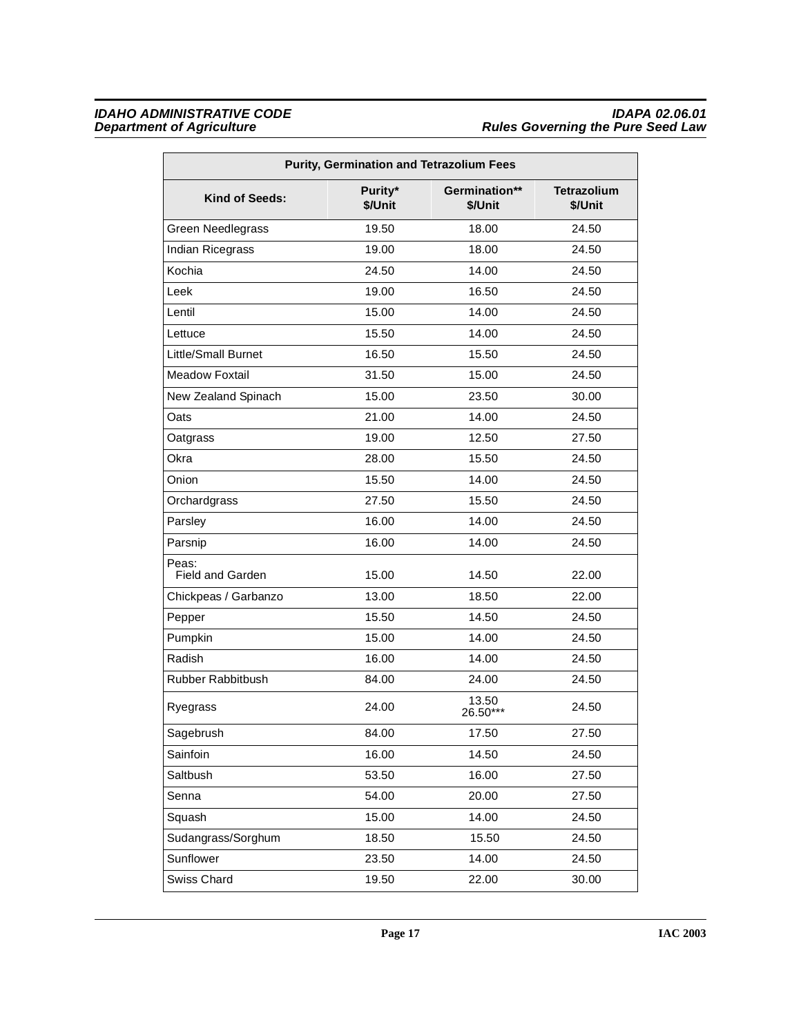| Purity, Germination and Tetrazolium Fees | | | |
|---|---|---|---|
| **Kind of Seeds:** | **Purity* $/Unit** | **Germination** $/Unit** | **Tetrazolium $/Unit** |
| Green Needlegrass | 19.50 | 18.00 | 24.50 |
| Indian Ricegrass | 19.00 | 18.00 | 24.50 |
| Kochia | 24.50 | 14.00 | 24.50 |
| Leek | 19.00 | 16.50 | 24.50 |
| Lentil | 15.00 | 14.00 | 24.50 |
| Lettuce | 15.50 | 14.00 | 24.50 |
| Little/Small Burnet | 16.50 | 15.50 | 24.50 |
| Meadow Foxtail | 31.50 | 15.00 | 24.50 |
| New Zealand Spinach | 15.00 | 23.50 | 30.00 |
| Oats | 21.00 | 14.00 | 24.50 |
| Oatgrass | 19.00 | 12.50 | 27.50 |
| Okra | 28.00 | 15.50 | 24.50 |
| Onion | 15.50 | 14.00 | 24.50 |
| Orchardgrass | 27.50 | 15.50 | 24.50 |
| Parsley | 16.00 | 14.00 | 24.50 |
| Parsnip | 16.00 | 14.00 | 24.50 |
| Peas: Field and Garden | 15.00 | 14.50 | 22.00 |
| Chickpeas / Garbanzo | 13.00 | 18.50 | 22.00 |
| Pepper | 15.50 | 14.50 | 24.50 |
| Pumpkin | 15.00 | 14.00 | 24.50 |
| Radish | 16.00 | 14.00 | 24.50 |
| Rubber Rabbitbush | 84.00 | 24.00 | 24.50 |
| Ryegrass | 24.00 | 13.50 26.50*** | 24.50 |
| Sagebrush | 84.00 | 17.50 | 27.50 |
| Sainfoin | 16.00 | 14.50 | 24.50 |
| Saltbush | 53.50 | 16.00 | 27.50 |
| Senna | 54.00 | 20.00 | 27.50 |
| Squash | 15.00 | 14.00 | 24.50 |
| Sudangrass/Sorghum | 18.50 | 15.50 | 24.50 |
| Sunflower | 23.50 | 14.00 | 24.50 |
| Swiss Chard | 19.50 | 22.00 | 30.00 |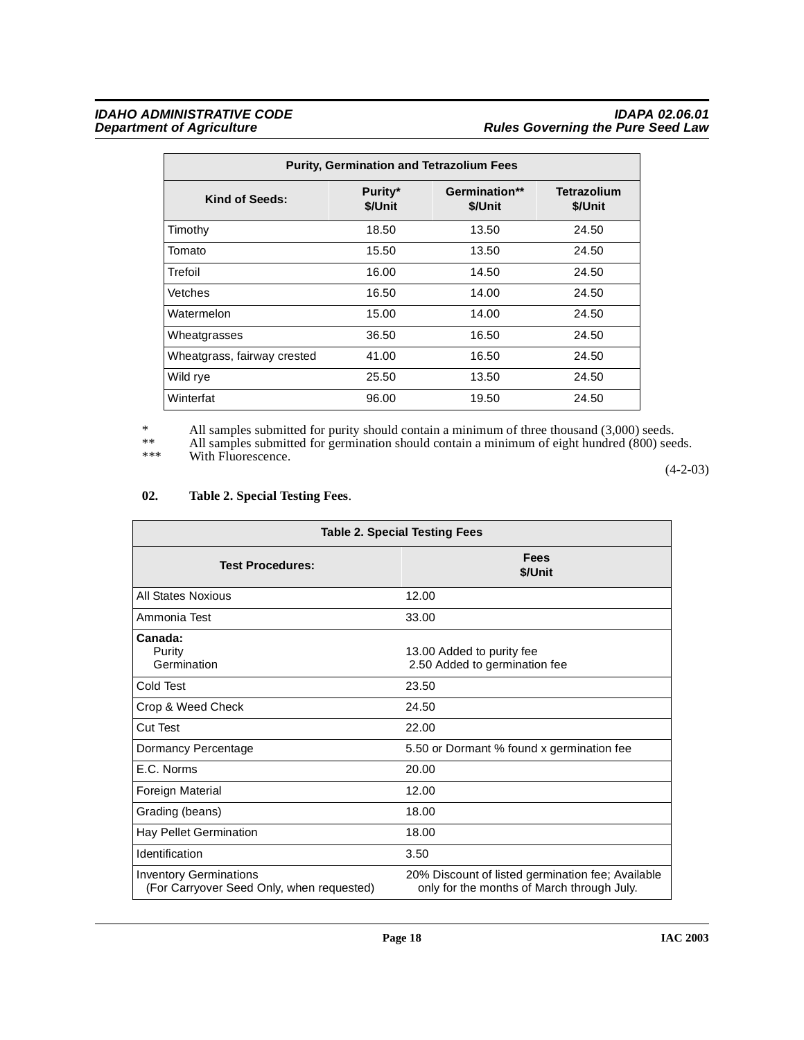| Purity, Germination and Tetrazolium Fees | | | |
|---|---|---|---|
| **Kind of Seeds:** | **Purity* $/Unit** | **Germination** $/Unit** | **Tetrazolium $/Unit** |
| Timothy | 18.50 | 13.50 | 24.50 |
| Tomato | 15.50 | 13.50 | 24.50 |
| Trefoil | 16.00 | 14.50 | 24.50 |
| Vetches | 16.50 | 14.00 | 24.50 |
| Watermelon | 15.00 | 14.00 | 24.50 |
| Wheatgrasses | 36.50 | 16.50 | 24.50 |
| Wheatgrass, fairway crested | 41.00 | 16.50 | 24.50 |
| Wild rye | 25.50 | 13.50 | 24.50 |
| Winterfat | 96.00 | 19.50 | 24.50 |

\* All samples submitted for purity should contain a minimum of three thousand (3,000) seeds.

\*\* All samples submitted for germination should contain a minimum of eight hundred (800) seeds.

\*\*\* With Fluorescence.

(4-2-03)

**02. Table 2. Special Testing Fees**.

| Table 2. Special Testing Fees | |
|---|---|
| **Test Procedures:** | **Fees $/Unit** |
| All States Noxious | 12.00 |
| Ammonia Test | 33.00 |
| **Canada:**<br>Purity<br>Germination | <br>13.00 Added to purity fee<br>2.50 Added to germination fee |
| Cold Test | 23.50 |
| Crop & Weed Check | 24.50 |
| Cut Test | 22.00 |
| Dormancy Percentage | 5.50 or Dormant % found x germination fee |
| E.C. Norms | 20.00 |
| Foreign Material | 12.00 |
| Grading (beans) | 18.00 |
| Hay Pellet Germination | 18.00 |
| Identification | 3.50 |
| Inventory Germinations<br>(For Carryover Seed Only, when requested) | 20% Discount of listed germination fee; Available only for the months of March through July. |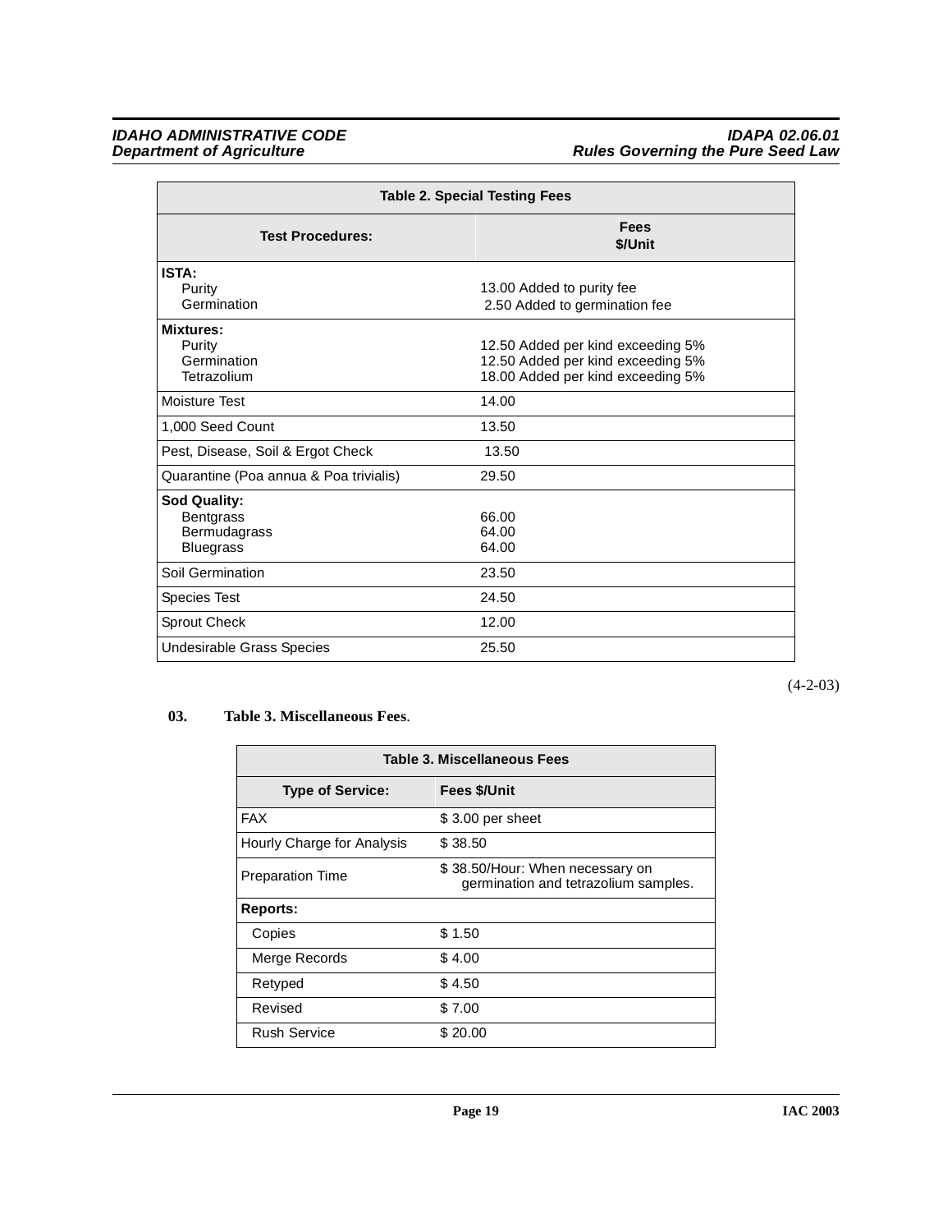| Table 2. Special Testing Fees | |
|---|---|
| **Test Procedures:** | **Fees $/Unit** |
| **ISTA:** | |
| Purity | 13.00 Added to purity fee |
| Germination | 2.50 Added to germination fee |
| **Mixtures:** | |
| Purity | 12.50 Added per kind exceeding 5% |
| Germination | 12.50 Added per kind exceeding 5% |
| Tetrazolium | 18.00 Added per kind exceeding 5% |
| Moisture Test | 14.00 |
| 1,000 Seed Count | 13.50 |
| Pest, Disease, Soil & Ergot Check | 13.50 |
| Quarantine (Poa annua & Poa trivialis) | 29.50 |
| **Sod Quality:** | |
| Bentgrass | 66.00 |
| Bermudagrass | 64.00 |
| Bluegrass | 64.00 |
| Soil Germination | 23.50 |
| Species Test | 24.50 |
| Sprout Check | 12.00 |
| Undesirable Grass Species | 25.50 |

(4-2-03)

**03. Table 3. Miscellaneous Fees**.

| Table 3. Miscellaneous Fees | |
|---|---|
| **Type of Service:** | **Fees $/Unit** |
| FAX | $ 3.00 per sheet |
| Hourly Charge for Analysis | $ 38.50 |
| Preparation Time | $ 38.50/Hour: When necessary on germination and tetrazolium samples. |
| **Reports:** | |
| Copies | $ 1.50 |
| Merge Records | $ 4.00 |
| Retyped | $ 4.50 |
| Revised | $ 7.00 |
| Rush Service | $ 20.00 |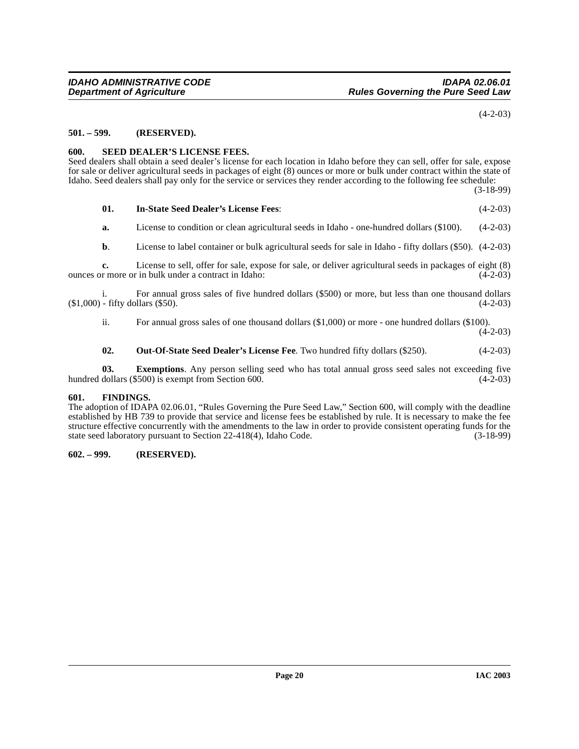(4-2-03)

**501. – 599. (RESERVED).**

**600. SEED DEALER'S LICENSE FEES.**

Seed dealers shall obtain a seed dealer's license for each location in Idaho before they can sell, offer for sale, expose for sale or deliver agricultural seeds in packages of eight (8) ounces or more or bulk under contract within the state of Idaho. Seed dealers shall pay only for the service or services they render according to the following fee schedule: (3-18-99)

**01. In-State Seed Dealer's License Fees**: (4-2-03)

**a.** License to condition or clean agricultural seeds in Idaho - one-hundred dollars ($100). (4-2-03)

**b**. License to label container or bulk agricultural seeds for sale in Idaho - fifty dollars ($50). (4-2-03)

**c.** License to sell, offer for sale, expose for sale, or deliver agricultural seeds in packages of eight (8) ounces or more or in bulk under a contract in Idaho: (4-2-03)

i. For annual gross sales of five hundred dollars ($500) or more, but less than one thousand dollars ($1,000) - fifty dollars ($50). (4-2-03)

ii. For annual gross sales of one thousand dollars ($1,000) or more - one hundred dollars ($100). (4-2-03)

**02. Out-Of-State Seed Dealer's License Fee**. Two hundred fifty dollars ($250). (4-2-03)

**03. Exemptions**. Any person selling seed who has total annual gross seed sales not exceeding five hundred dollars ($500) is exempt from Section 600. (4-2-03)

**601. FINDINGS.**

The adoption of IDAPA 02.06.01, "Rules Governing the Pure Seed Law," Section 600, will comply with the deadline established by HB 739 to provide that service and license fees be established by rule. It is necessary to make the fee structure effective concurrently with the amendments to the law in order to provide consistent operating funds for the state seed laboratory pursuant to Section 22-418(4), Idaho Code. (3-18-99)

**602. – 999. (RESERVED).**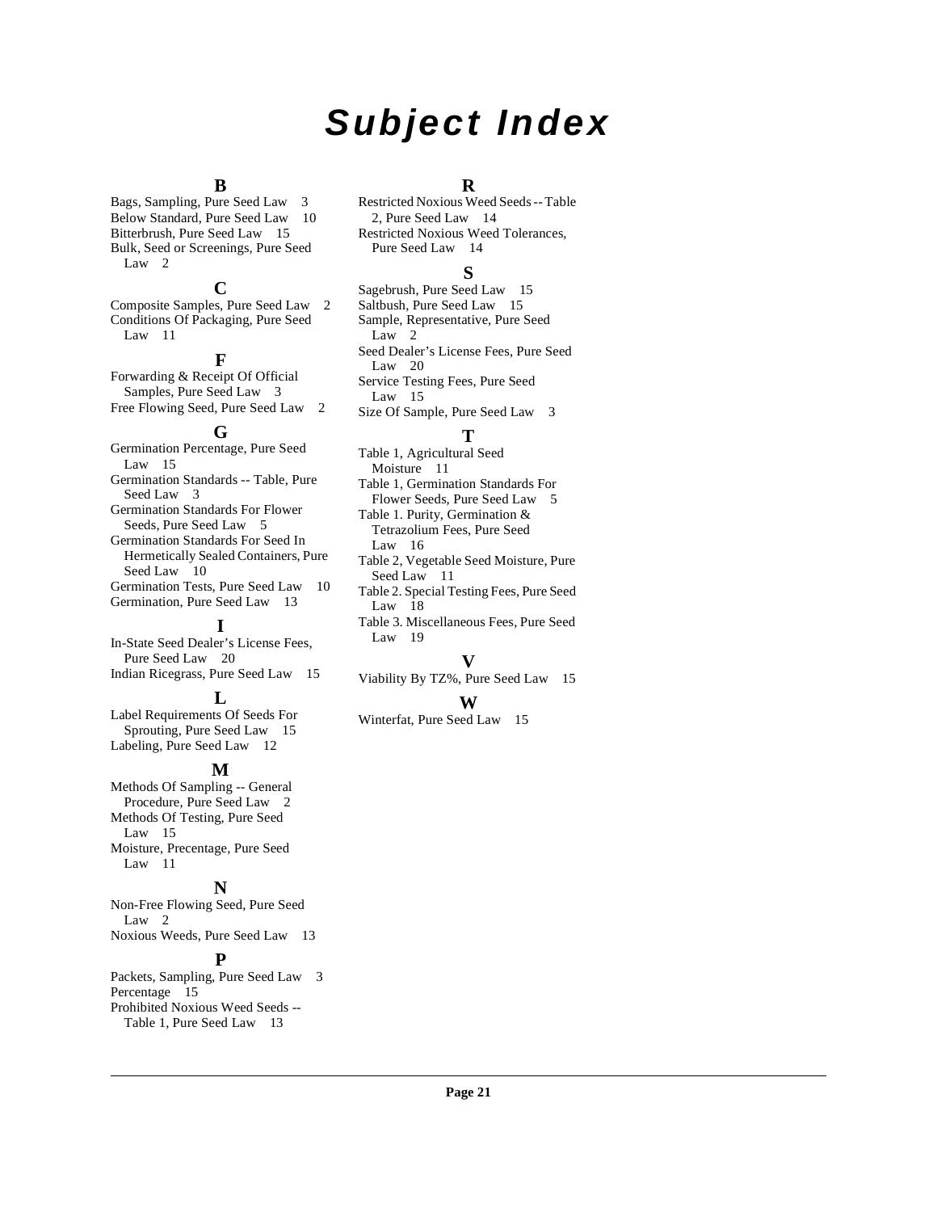# Subject Index

### B

Bags, Sampling, Pure Seed Law 3
Below Standard, Pure Seed Law 10
Bitterbrush, Pure Seed Law 15
Bulk, Seed or Screenings, Pure Seed Law 2

### C

Composite Samples, Pure Seed Law 2
Conditions Of Packaging, Pure Seed Law 11

### F

Forwarding & Receipt Of Official Samples, Pure Seed Law 3
Free Flowing Seed, Pure Seed Law 2

### G

Germination Percentage, Pure Seed Law 15
Germination Standards -- Table, Pure Seed Law 3
Germination Standards For Flower Seeds, Pure Seed Law 5
Germination Standards For Seed In Hermetically Sealed Containers, Pure Seed Law 10
Germination Tests, Pure Seed Law 10
Germination, Pure Seed Law 13

### I

In-State Seed Dealer's License Fees, Pure Seed Law 20
Indian Ricegrass, Pure Seed Law 15

### L

Label Requirements Of Seeds For Sprouting, Pure Seed Law 15
Labeling, Pure Seed Law 12

### M

Methods Of Sampling -- General Procedure, Pure Seed Law 2
Methods Of Testing, Pure Seed Law 15
Moisture, Precentage, Pure Seed Law 11

### N

Non-Free Flowing Seed, Pure Seed Law 2
Noxious Weeds, Pure Seed Law 13

### P

Packets, Sampling, Pure Seed Law 3
Percentage 15
Prohibited Noxious Weed Seeds -- Table 1, Pure Seed Law 13

### R

Restricted Noxious Weed Seeds -- Table 2, Pure Seed Law 14
Restricted Noxious Weed Tolerances, Pure Seed Law 14

### S

Sagebrush, Pure Seed Law 15
Saltbush, Pure Seed Law 15
Sample, Representative, Pure Seed Law 2
Seed Dealer's License Fees, Pure Seed Law 20
Service Testing Fees, Pure Seed Law 15
Size Of Sample, Pure Seed Law 3

### T

Table 1, Agricultural Seed Moisture 11
Table 1, Germination Standards For Flower Seeds, Pure Seed Law 5
Table 1. Purity, Germination & Tetrazolium Fees, Pure Seed Law 16
Table 2, Vegetable Seed Moisture, Pure Seed Law 11
Table 2. Special Testing Fees, Pure Seed Law 18
Table 3. Miscellaneous Fees, Pure Seed Law 19

### V

Viability By TZ%, Pure Seed Law 15

### W

Winterfat, Pure Seed Law 15